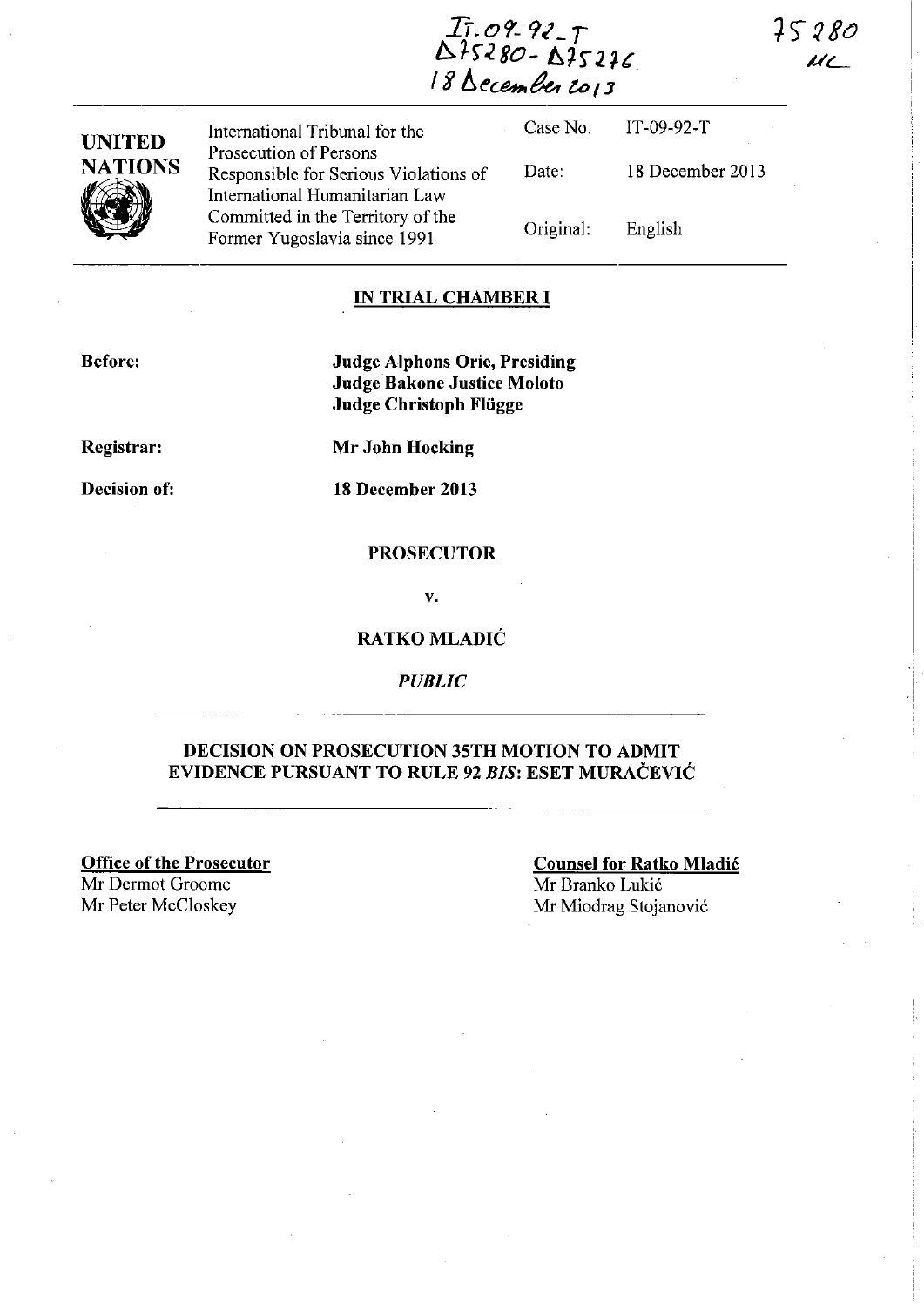IT-09-92-T
D75280 - D75276
18 December 2013

75280
MC

| UNITED NATIONS | International Tribunal for the Prosecution of Persons Responsible for Serious Violations of International Humanitarian Law Committed in the Territory of the Former Yugoslavia since 1991 | Case No. | IT-09-92-T |
|---|---|---|---|
| | | Date: | 18 December 2013 |
| | | Original: | English |

## IN TRIAL CHAMBER I

**Before:** **Judge Alphons Orie, Presiding**
**Judge Bakone Justice Moloto**
**Judge Christoph Flügge**

**Registrar:** **Mr John Hocking**

**Decision of:** **18 December 2013**

**PROSECUTOR**

**v.**

**RATKO MLADIĆ**

***PUBLIC***

## DECISION ON PROSECUTION 35TH MOTION TO ADMIT EVIDENCE PURSUANT TO RULE 92 *BIS*: ESET MURAČEVIĆ

**Office of the Prosecutor**
Mr Dermot Groome
Mr Peter McCloskey

**Counsel for Ratko Mladić**
Mr Branko Lukić
Mr Miodrag Stojanović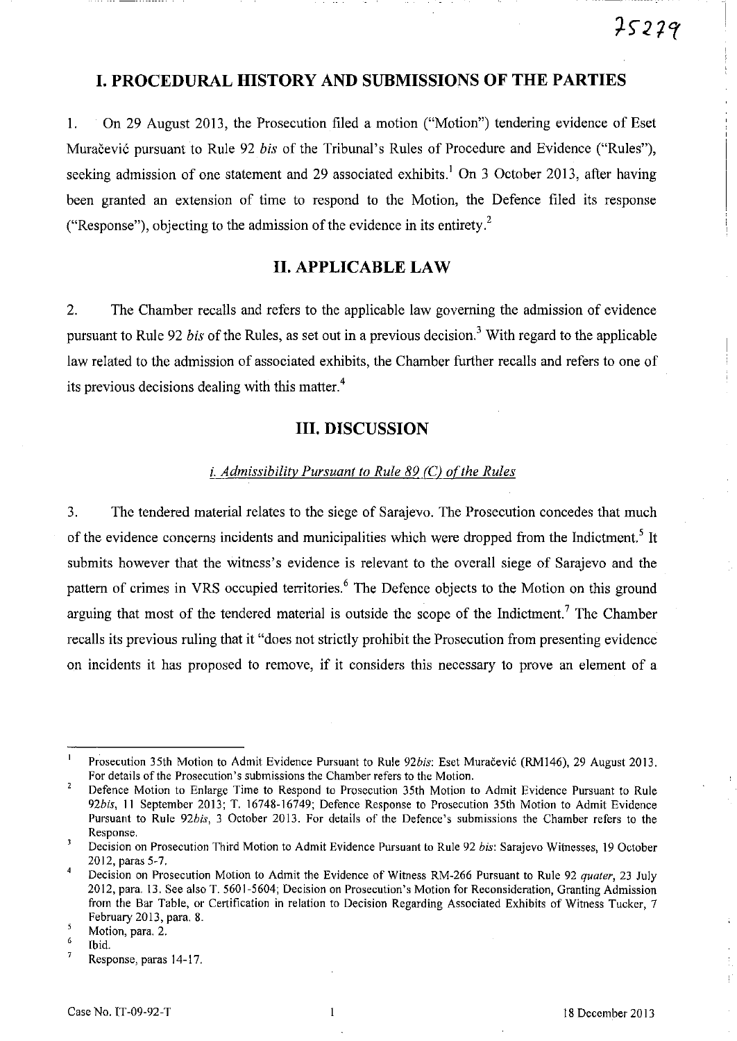## I. PROCEDURAL HISTORY AND SUBMISSIONS OF THE PARTIES

1. On 29 August 2013, the Prosecution filed a motion ("Motion") tendering evidence of Eset Muračević pursuant to Rule 92 *bis* of the Tribunal's Rules of Procedure and Evidence ("Rules"), seeking admission of one statement and 29 associated exhibits.[1] On 3 October 2013, after having been granted an extension of time to respond to the Motion, the Defence filed its response ("Response"), objecting to the admission of the evidence in its entirety.[2]

## II. APPLICABLE LAW

2. The Chamber recalls and refers to the applicable law governing the admission of evidence pursuant to Rule 92 *bis* of the Rules, as set out in a previous decision.[3] With regard to the applicable law related to the admission of associated exhibits, the Chamber further recalls and refers to one of its previous decisions dealing with this matter.[4]

## III. DISCUSSION

### *i. Admissibility Pursuant to Rule 89 (C) of the Rules*

3. The tendered material relates to the siege of Sarajevo. The Prosecution concedes that much of the evidence concerns incidents and municipalities which were dropped from the Indictment.[5] It submits however that the witness's evidence is relevant to the overall siege of Sarajevo and the pattern of crimes in VRS occupied territories.[6] The Defence objects to the Motion on this ground arguing that most of the tendered material is outside the scope of the Indictment.[7] The Chamber recalls its previous ruling that it "does not strictly prohibit the Prosecution from presenting evidence on incidents it has proposed to remove, if it considers this necessary to prove an element of a

---

[1] Prosecution 35th Motion to Admit Evidence Pursuant to Rule 92*bis*: Eset Muračević (RM146), 29 August 2013. For details of the Prosecution's submissions the Chamber refers to the Motion.

[2] Defence Motion to Enlarge Time to Respond to Prosecution 35th Motion to Admit Evidence Pursuant to Rule 92*bis*, 11 September 2013; T. 16748-16749; Defence Response to Prosecution 35th Motion to Admit Evidence Pursuant to Rule 92*bis*, 3 October 2013. For details of the Defence's submissions the Chamber refers to the Response.

[3] Decision on Prosecution Third Motion to Admit Evidence Pursuant to Rule 92 *bis*: Sarajevo Witnesses, 19 October 2012, paras 5-7.

[4] Decision on Prosecution Motion to Admit the Evidence of Witness RM-266 Pursuant to Rule 92 *quater*, 23 July 2012, para. 13. See also T. 5601-5604; Decision on Prosecution's Motion for Reconsideration, Granting Admission from the Bar Table, or Certification in relation to Decision Regarding Associated Exhibits of Witness Tucker, 7 February 2013, para. 8.

[5] Motion, para. 2.

[6] Ibid.

[7] Response, paras 14-17.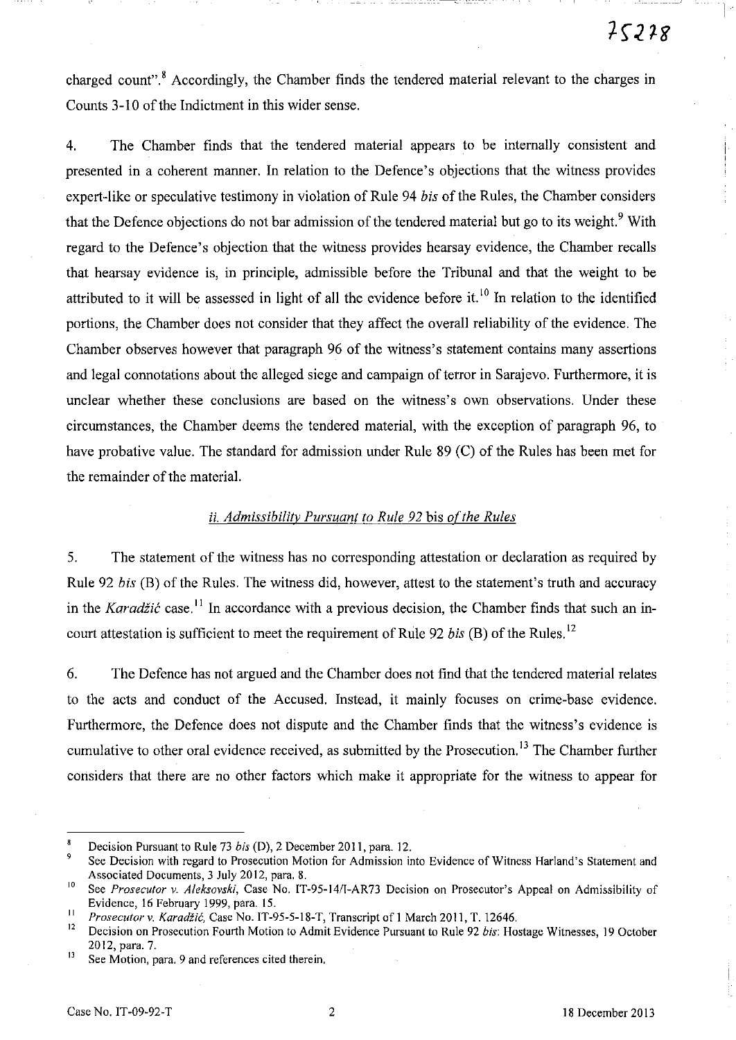charged count".[8] Accordingly, the Chamber finds the tendered material relevant to the charges in Counts 3-10 of the Indictment in this wider sense.

4. The Chamber finds that the tendered material appears to be internally consistent and presented in a coherent manner. In relation to the Defence's objections that the witness provides expert-like or speculative testimony in violation of Rule 94 *bis* of the Rules, the Chamber considers that the Defence objections do not bar admission of the tendered material but go to its weight.[9] With regard to the Defence's objection that the witness provides hearsay evidence, the Chamber recalls that hearsay evidence is, in principle, admissible before the Tribunal and that the weight to be attributed to it will be assessed in light of all the evidence before it.[10] In relation to the identified portions, the Chamber does not consider that they affect the overall reliability of the evidence. The Chamber observes however that paragraph 96 of the witness's statement contains many assertions and legal connotations about the alleged siege and campaign of terror in Sarajevo. Furthermore, it is unclear whether these conclusions are based on the witness's own observations. Under these circumstances, the Chamber deems the tendered material, with the exception of paragraph 96, to have probative value. The standard for admission under Rule 89 (C) of the Rules has been met for the remainder of the material.

### *ii. Admissibility Pursuant to Rule 92* bis *of the Rules*

5. The statement of the witness has no corresponding attestation or declaration as required by Rule 92 *bis* (B) of the Rules. The witness did, however, attest to the statement's truth and accuracy in the *Karadžić* case.[11] In accordance with a previous decision, the Chamber finds that such an in-court attestation is sufficient to meet the requirement of Rule 92 *bis* (B) of the Rules.[12]

6. The Defence has not argued and the Chamber does not find that the tendered material relates to the acts and conduct of the Accused. Instead, it mainly focuses on crime-base evidence. Furthermore, the Defence does not dispute and the Chamber finds that the witness's evidence is cumulative to other oral evidence received, as submitted by the Prosecution.[13] The Chamber further considers that there are no other factors which make it appropriate for the witness to appear for

---

[8] Decision Pursuant to Rule 73 *bis* (D), 2 December 2011, para. 12.

[9] See Decision with regard to Prosecution Motion for Admission into Evidence of Witness Harland's Statement and Associated Documents, 3 July 2012, para. 8.

[10] See *Prosecutor v. Aleksovski*, Case No. IT-95-14/1-AR73 Decision on Prosecutor's Appeal on Admissibility of Evidence, 16 February 1999, para. 15.

[11] *Prosecutor v. Karadžić*, Case No. IT-95-5-18-T, Transcript of 1 March 2011, T. 12646.

[12] Decision on Prosecution Fourth Motion to Admit Evidence Pursuant to Rule 92 *bis*: Hostage Witnesses, 19 October 2012, para. 7.

[13] See Motion, para. 9 and references cited therein.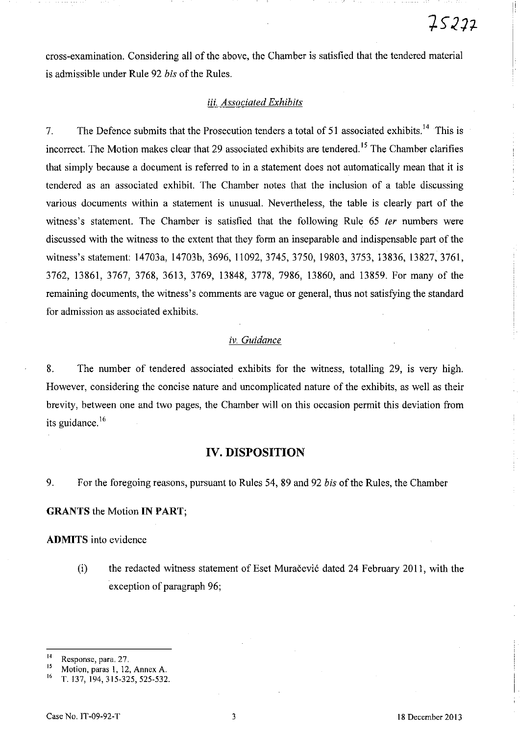cross-examination. Considering all of the above, the Chamber is satisfied that the tendered material is admissible under Rule 92 *bis* of the Rules.

### *iii. Associated Exhibits*

7. The Defence submits that the Prosecution tenders a total of 51 associated exhibits.[14] This is incorrect. The Motion makes clear that 29 associated exhibits are tendered.[15] The Chamber clarifies that simply because a document is referred to in a statement does not automatically mean that it is tendered as an associated exhibit. The Chamber notes that the inclusion of a table discussing various documents within a statement is unusual. Nevertheless, the table is clearly part of the witness's statement. The Chamber is satisfied that the following Rule 65 *ter* numbers were discussed with the witness to the extent that they form an inseparable and indispensable part of the witness's statement: 14703a, 14703b, 3696, 11092, 3745, 3750, 19803, 3753, 13836, 13827, 3761, 3762, 13861, 3767, 3768, 3613, 3769, 13848, 3778, 7986, 13860, and 13859. For many of the remaining documents, the witness's comments are vague or general, thus not satisfying the standard for admission as associated exhibits.

### *iv. Guidance*

8. The number of tendered associated exhibits for the witness, totalling 29, is very high. However, considering the concise nature and uncomplicated nature of the exhibits, as well as their brevity, between one and two pages, the Chamber will on this occasion permit this deviation from its guidance.[16]

## IV. DISPOSITION

9. For the foregoing reasons, pursuant to Rules 54, 89 and 92 *bis* of the Rules, the Chamber

**GRANTS** the Motion **IN PART**;

**ADMITS** into evidence

(i) the redacted witness statement of Eset Muračević dated 24 February 2011, with the exception of paragraph 96;

---

[14] Response, para. 27.

[15] Motion, paras 1, 12, Annex A.

[16] T. 137, 194, 315-325, 525-532.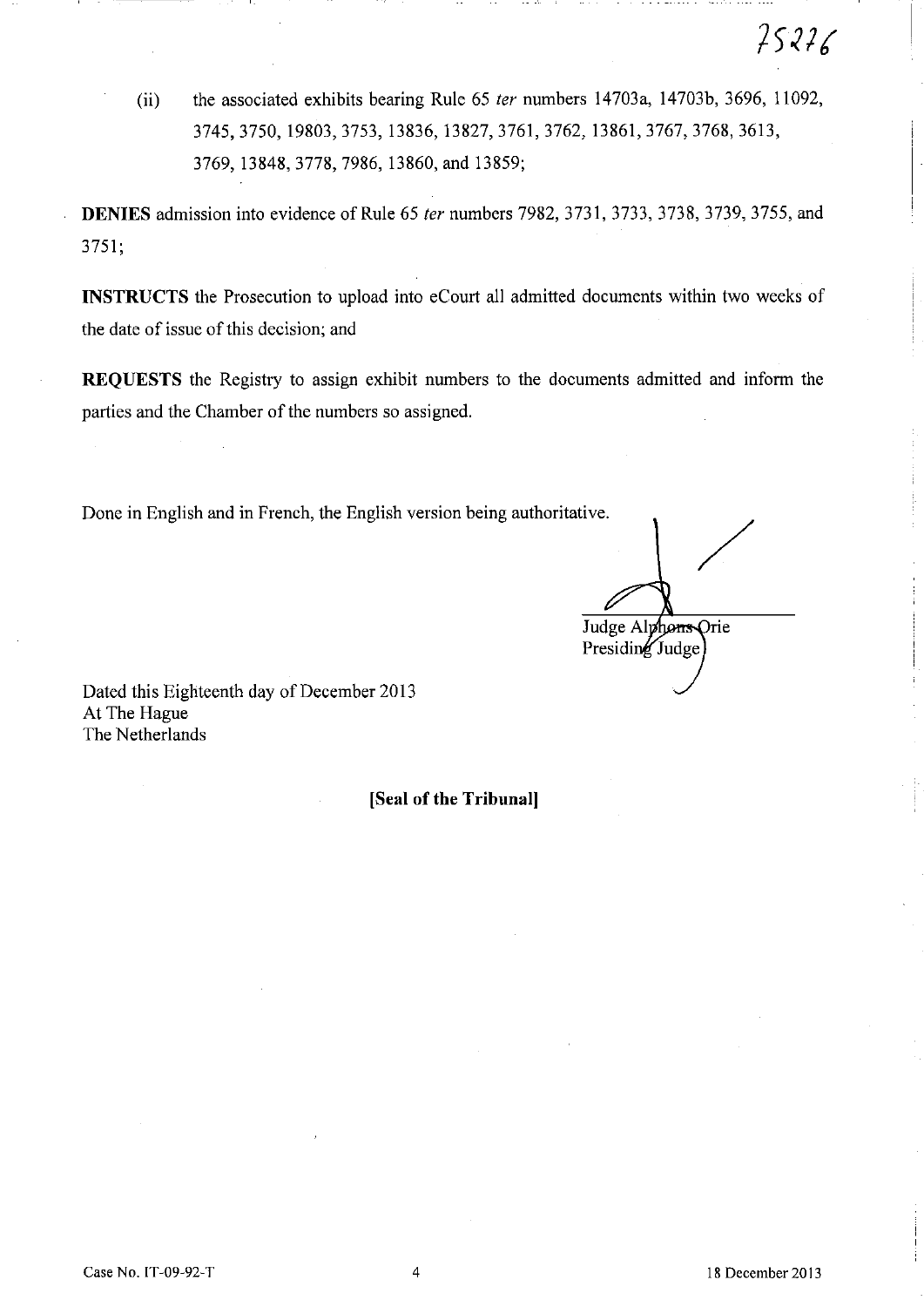(ii) the associated exhibits bearing Rule 65 *ter* numbers 14703a, 14703b, 3696, 11092, 3745, 3750, 19803, 3753, 13836, 13827, 3761, 3762, 13861, 3767, 3768, 3613, 3769, 13848, 3778, 7986, 13860, and 13859;

**DENIES** admission into evidence of Rule 65 *ter* numbers 7982, 3731, 3733, 3738, 3739, 3755, and 3751;

**INSTRUCTS** the Prosecution to upload into eCourt all admitted documents within two weeks of the date of issue of this decision; and

**REQUESTS** the Registry to assign exhibit numbers to the documents admitted and inform the parties and the Chamber of the numbers so assigned.

Done in English and in French, the English version being authoritative.

Judge Alphons Orie
Presiding Judge

Dated this Eighteenth day of December 2013
At The Hague
The Netherlands

**[Seal of the Tribunal]**